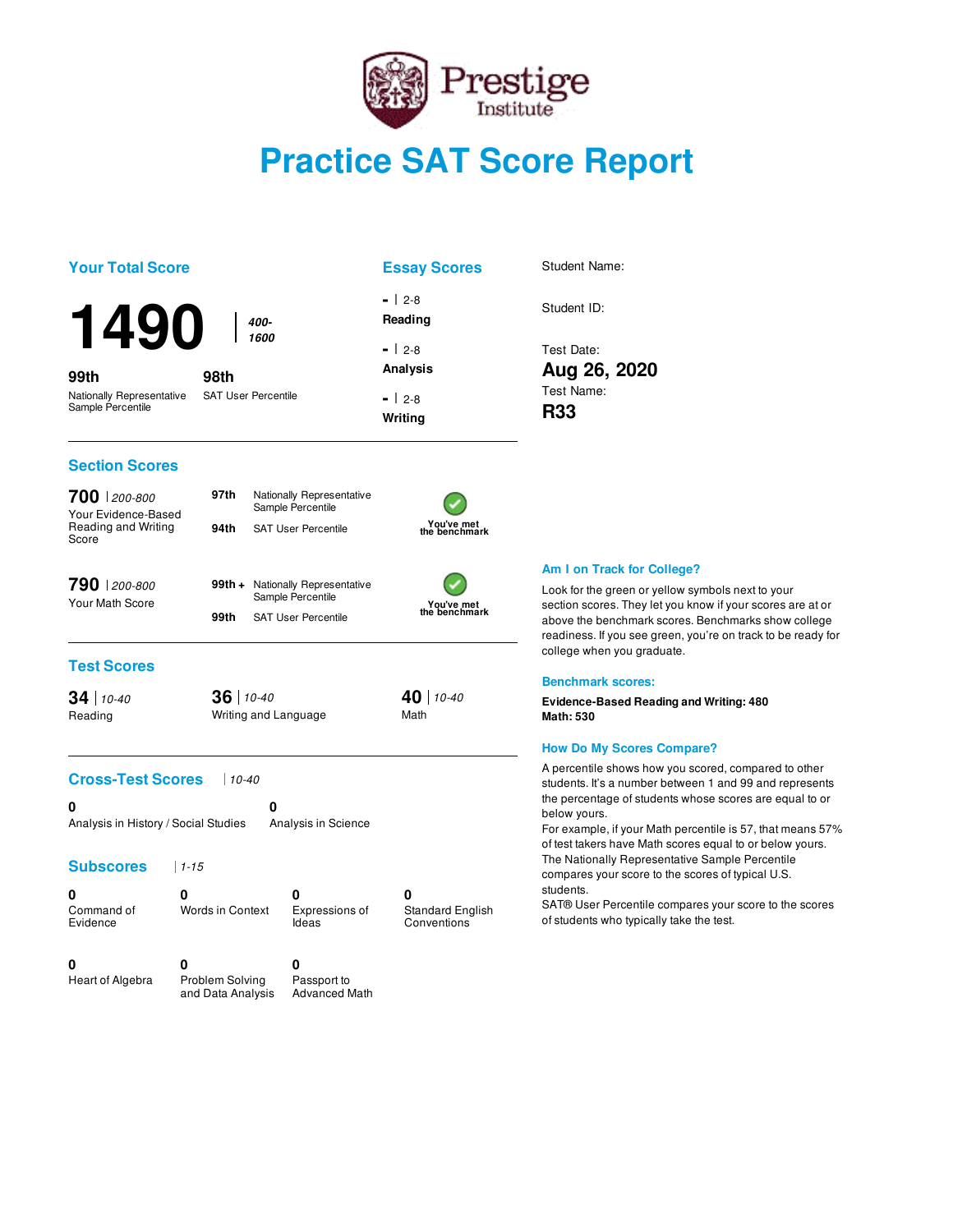Prestige Institute

# Practice SAT Score Report

## Your Total Score

**1490** | 400-1600

**99th** Nationally Representative Sample Percentile

**98th** SAT User Percentile

## Essay Scores

**-** | 2-8
**Reading**

**-** | 2-8
**Analysis**

**-** | 2-8
**Writing**

Student Name:

Student ID:

Test Date:
**Aug 26, 2020**

Test Name:
**R33**

## Section Scores

**700** | 200-800
Your Evidence-Based Reading and Writing Score

**97th** Nationally Representative Sample Percentile
**94th** SAT User Percentile

You've met the benchmark

**790** | 200-800
Your Math Score

**99th +** Nationally Representative Sample Percentile
**99th** SAT User Percentile

You've met the benchmark

## Test Scores

**34** | 10-40
Reading

**36** | 10-40
Writing and Language

**40** | 10-40
Math

## Cross-Test Scores | 10-40

**0**
Analysis in History / Social Studies

**0**
Analysis in Science

## Subscores | 1-15

**0**
Command of Evidence

**0**
Words in Context

**0**
Expressions of Ideas

**0**
Standard English Conventions

**0**
Heart of Algebra

**0**
Problem Solving and Data Analysis

**0**
Passport to Advanced Math

### Am I on Track for College?

Look for the green or yellow symbols next to your section scores. They let you know if your scores are at or above the benchmark scores. Benchmarks show college readiness. If you see green, you're on track to be ready for college when you graduate.

### Benchmark scores:

**Evidence-Based Reading and Writing: 480**
**Math: 530**

### How Do My Scores Compare?

A percentile shows how you scored, compared to other students. It's a number between 1 and 99 and represents the percentage of students whose scores are equal to or below yours.
For example, if your Math percentile is 57, that means 57% of test takers have Math scores equal to or below yours.
The Nationally Representative Sample Percentile compares your score to the scores of typical U.S. students.
SAT® User Percentile compares your score to the scores of students who typically take the test.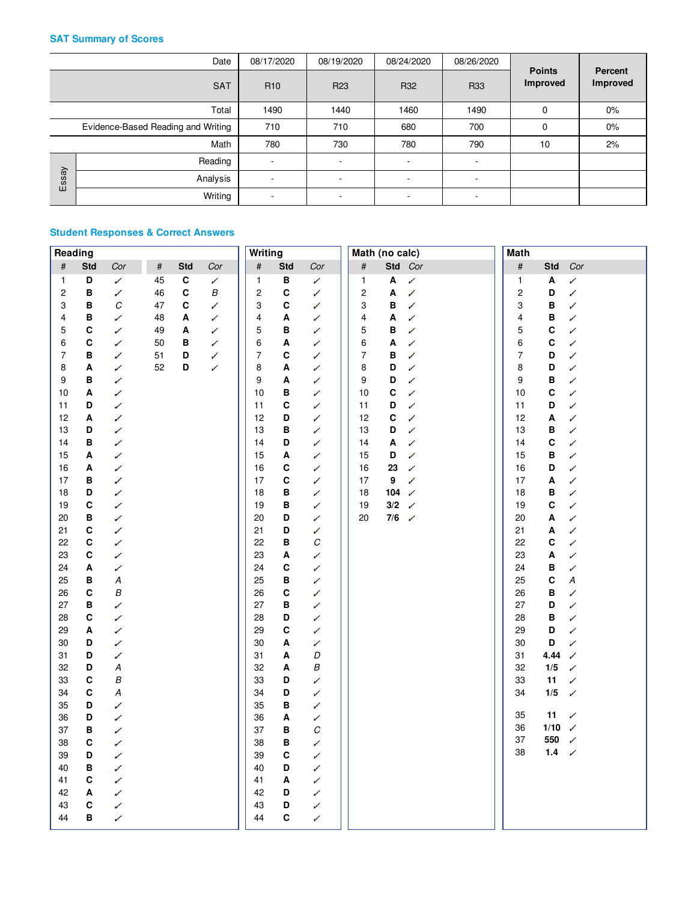## SAT Summary of Scores

| | | Date | 08/17/2020 | 08/19/2020 | 08/24/2020 | 08/26/2020 | Points Improved | Percent Improved |
|---|---|---|---|---|---|---|---|---|
| | | SAT | R10 | R23 | R32 | R33 | | |
| | | Total | 1490 | 1440 | 1460 | 1490 | 0 | 0% |
| | | Evidence-Based Reading and Writing | 710 | 710 | 680 | 700 | 0 | 0% |
| | | Math | 780 | 730 | 780 | 790 | 10 | 2% |
| Essay | | Reading | - | - | - | - | | |
| | | Analysis | - | - | - | - | | |
| | | Writing | - | - | - | - | | |

## Student Responses & Correct Answers

### Reading

| # | Std | Cor | # | Std | Cor |
|---|---|---|---|---|---|
| 1 | D | ✓ | 45 | C | ✓ |
| 2 | B | ✓ | 46 | C | B |
| 3 | B | C | 47 | C | ✓ |
| 4 | B | ✓ | 48 | A | ✓ |
| 5 | C | ✓ | 49 | A | ✓ |
| 6 | C | ✓ | 50 | B | ✓ |
| 7 | B | ✓ | 51 | D | ✓ |
| 8 | A | ✓ | 52 | D | ✓ |
| 9 | B | ✓ | | | |
| 10 | A | ✓ | | | |
| 11 | D | ✓ | | | |
| 12 | A | ✓ | | | |
| 13 | D | ✓ | | | |
| 14 | B | ✓ | | | |
| 15 | A | ✓ | | | |
| 16 | A | ✓ | | | |
| 17 | B | ✓ | | | |
| 18 | D | ✓ | | | |
| 19 | C | ✓ | | | |
| 20 | B | ✓ | | | |
| 21 | C | ✓ | | | |
| 22 | C | ✓ | | | |
| 23 | C | ✓ | | | |
| 24 | A | ✓ | | | |
| 25 | B | A | | | |
| 26 | C | B | | | |
| 27 | B | ✓ | | | |
| 28 | C | ✓ | | | |
| 29 | A | ✓ | | | |
| 30 | D | ✓ | | | |
| 31 | D | ✓ | | | |
| 32 | D | A | | | |
| 33 | C | B | | | |
| 34 | C | A | | | |
| 35 | D | ✓ | | | |
| 36 | D | ✓ | | | |
| 37 | B | ✓ | | | |
| 38 | C | ✓ | | | |
| 39 | D | ✓ | | | |
| 40 | B | ✓ | | | |
| 41 | C | ✓ | | | |
| 42 | A | ✓ | | | |
| 43 | C | ✓ | | | |
| 44 | B | ✓ | | | |

### Writing

| # | Std | Cor |
|---|---|---|
| 1 | B | ✓ |
| 2 | C | ✓ |
| 3 | C | ✓ |
| 4 | A | ✓ |
| 5 | B | ✓ |
| 6 | A | ✓ |
| 7 | C | ✓ |
| 8 | A | ✓ |
| 9 | A | ✓ |
| 10 | B | ✓ |
| 11 | C | ✓ |
| 12 | D | ✓ |
| 13 | B | ✓ |
| 14 | D | ✓ |
| 15 | A | ✓ |
| 16 | C | ✓ |
| 17 | C | ✓ |
| 18 | B | ✓ |
| 19 | B | ✓ |
| 20 | D | ✓ |
| 21 | D | ✓ |
| 22 | B | C |
| 23 | A | ✓ |
| 24 | C | ✓ |
| 25 | B | ✓ |
| 26 | C | ✓ |
| 27 | B | ✓ |
| 28 | D | ✓ |
| 29 | C | ✓ |
| 30 | A | ✓ |
| 31 | A | D |
| 32 | A | B |
| 33 | D | ✓ |
| 34 | D | ✓ |
| 35 | B | ✓ |
| 36 | A | ✓ |
| 37 | B | C |
| 38 | B | ✓ |
| 39 | C | ✓ |
| 40 | D | ✓ |
| 41 | A | ✓ |
| 42 | D | ✓ |
| 43 | D | ✓ |
| 44 | C | ✓ |

### Math (no calc)

| # | Std | Cor |
|---|---|---|
| 1 | A | ✓ |
| 2 | A | ✓ |
| 3 | B | ✓ |
| 4 | A | ✓ |
| 5 | B | ✓ |
| 6 | A | ✓ |
| 7 | B | ✓ |
| 8 | D | ✓ |
| 9 | D | ✓ |
| 10 | C | ✓ |
| 11 | D | ✓ |
| 12 | C | ✓ |
| 13 | D | ✓ |
| 14 | A | ✓ |
| 15 | D | ✓ |
| 16 | 23 | ✓ |
| 17 | 9 | ✓ |
| 18 | 104 | ✓ |
| 19 | 3/2 | ✓ |
| 20 | 7/6 | ✓ |

### Math

| # | Std | Cor |
|---|---|---|
| 1 | A | ✓ |
| 2 | D | ✓ |
| 3 | B | ✓ |
| 4 | B | ✓ |
| 5 | C | ✓ |
| 6 | C | ✓ |
| 7 | D | ✓ |
| 8 | D | ✓ |
| 9 | B | ✓ |
| 10 | C | ✓ |
| 11 | D | ✓ |
| 12 | A | ✓ |
| 13 | B | ✓ |
| 14 | C | ✓ |
| 15 | B | ✓ |
| 16 | D | ✓ |
| 17 | A | ✓ |
| 18 | B | ✓ |
| 19 | C | ✓ |
| 20 | A | ✓ |
| 21 | A | ✓ |
| 22 | C | ✓ |
| 23 | A | ✓ |
| 24 | B | ✓ |
| 25 | C | A |
| 26 | B | ✓ |
| 27 | D | ✓ |
| 28 | B | ✓ |
| 29 | D | ✓ |
| 30 | D | ✓ |
| 31 | 4.44 | ✓ |
| 32 | 1/5 | ✓ |
| 33 | 11 | ✓ |
| 34 | 1/5 | ✓ |
| 35 | 11 | ✓ |
| 36 | 1/10 | ✓ |
| 37 | 550 | ✓ |
| 38 | 1.4 | ✓ |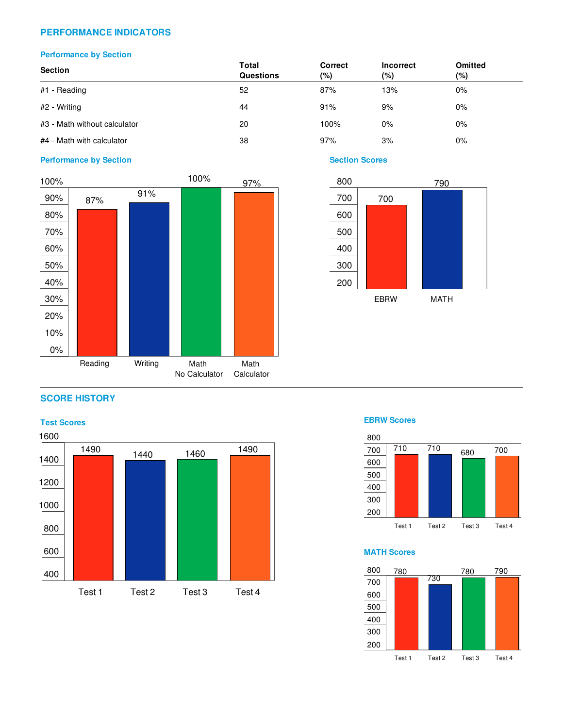## PERFORMANCE INDICATORS

### Performance by Section

| Section | Total Questions | Correct (%) | Incorrect (%) | Omitted (%) |
|---|---|---|---|---|
| #1 - Reading | 52 | 87% | 13% | 0% |
| #2 - Writing | 44 | 91% | 9% | 0% |
| #3 - Math without calculator | 20 | 100% | 0% | 0% |
| #4 - Math with calculator | 38 | 97% | 3% | 0% |

### Performance by Section

| Section | Correct |
|---|---|
| Reading | 87% |
| Writing | 91% |
| Math No Calculator | 100% |
| Math Calculator | 97% |

### Section Scores

| Section | Score |
|---|---|
| EBRW | 700 |
| MATH | 790 |

## SCORE HISTORY

### Test Scores

| Test | Score |
|---|---|
| Test 1 | 1490 |
| Test 2 | 1440 |
| Test 3 | 1460 |
| Test 4 | 1490 |

### EBRW Scores

| Test | Score |
|---|---|
| Test 1 | 710 |
| Test 2 | 710 |
| Test 3 | 680 |
| Test 4 | 700 |

### MATH Scores

| Test | Score |
|---|---|
| Test 1 | 780 |
| Test 2 | 730 |
| Test 3 | 780 |
| Test 4 | 790 |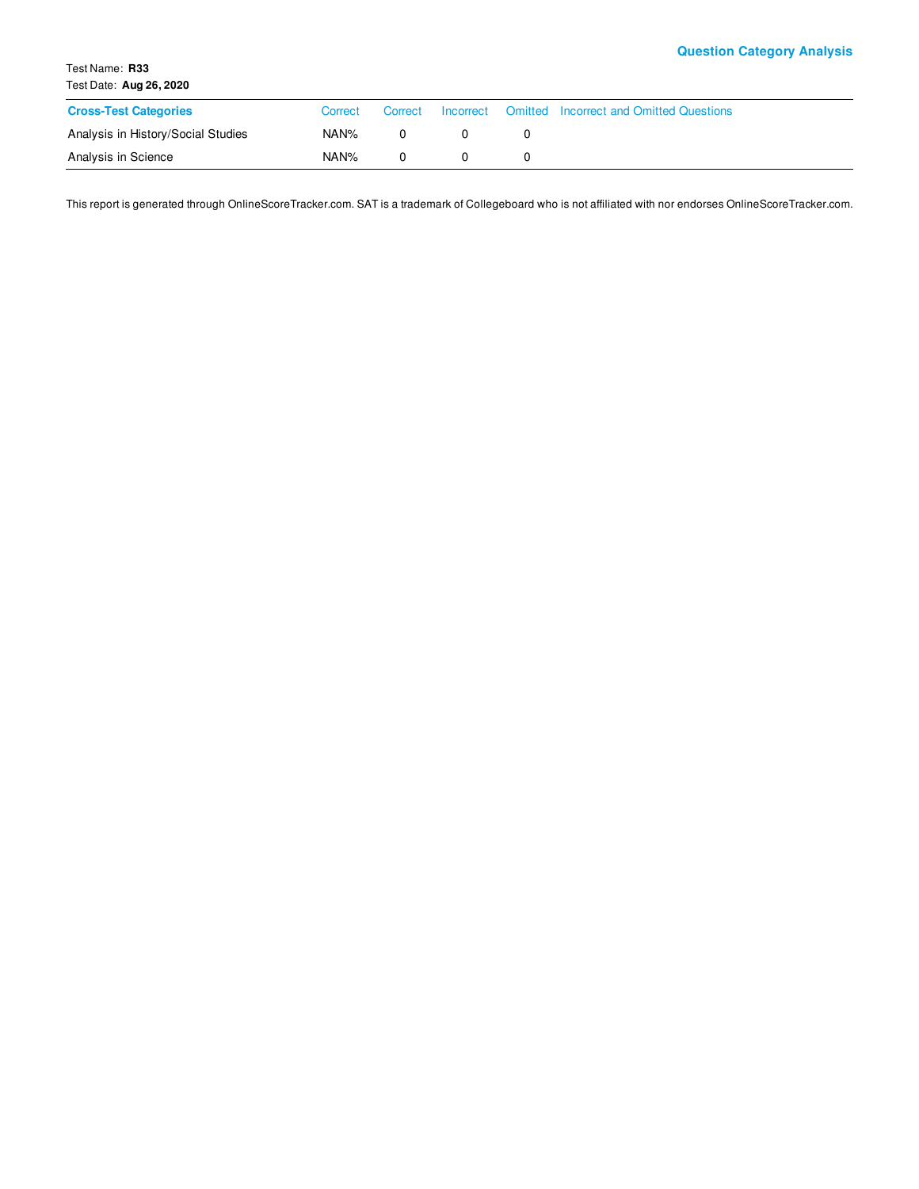## Question Category Analysis

Test Name: **R33**
Test Date: **Aug 26, 2020**

| Cross-Test Categories | Correct | Correct | Incorrect | Omitted | Incorrect and Omitted Questions |
|---|---|---|---|---|---|
| Analysis in History/Social Studies | NAN% | 0 | 0 | 0 | |
| Analysis in Science | NAN% | 0 | 0 | 0 | |

This report is generated through OnlineScoreTracker.com. SAT is a trademark of Collegeboard who is not affiliated with nor endorses OnlineScoreTracker.com.